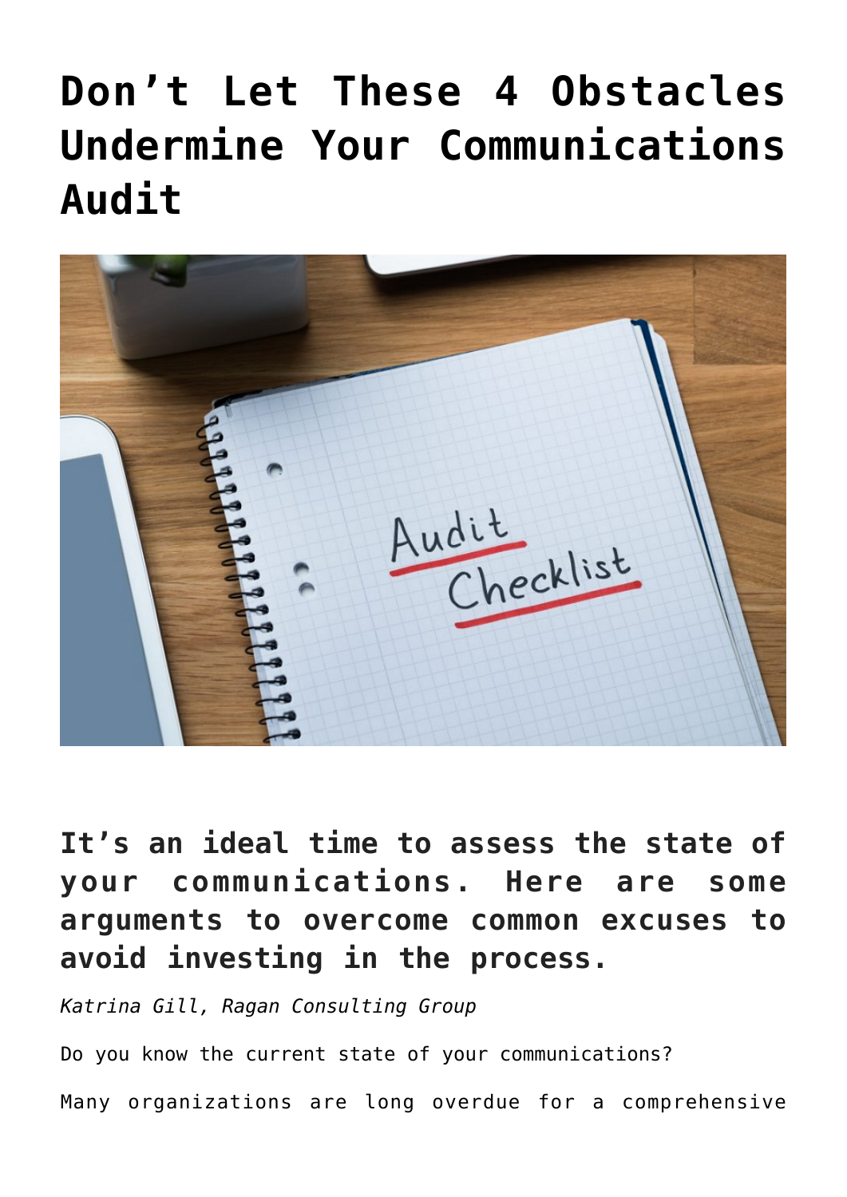# Don't Let These 4 Obstacles Undermine Your Communications Audit

## It's an ideal time to assess the state of your communications. Here are some arguments to overcome common excuses to avoid investing in the process.

*Katrina Gill, Ragan Consulting Group*

Do you know the current state of your communications?

Many organizations are long overdue for a comprehensive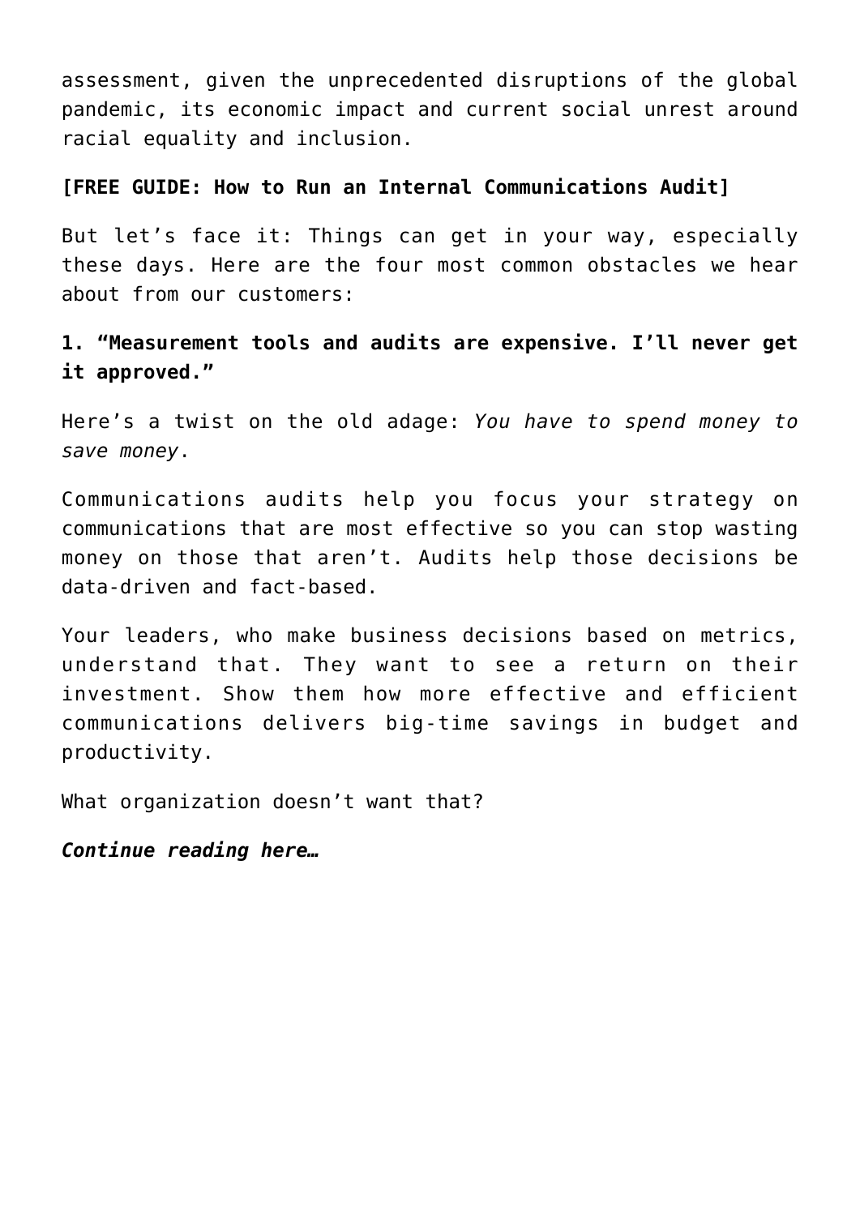assessment, given the unprecedented disruptions of the global pandemic, its economic impact and current social unrest around racial equality and inclusion.

**[FREE GUIDE: How to Run an Internal Communications Audit]**

But let's face it: Things can get in your way, especially these days. Here are the four most common obstacles we hear about from our customers:

**1. "Measurement tools and audits are expensive. I'll never get it approved."**

Here's a twist on the old adage: *You have to spend money to save money*.

Communications audits help you focus your strategy on communications that are most effective so you can stop wasting money on those that aren't. Audits help those decisions be data-driven and fact-based.

Your leaders, who make business decisions based on metrics, understand that. They want to see a return on their investment. Show them how more effective and efficient communications delivers big-time savings in budget and productivity.

What organization doesn't want that?

***Continue reading here…***